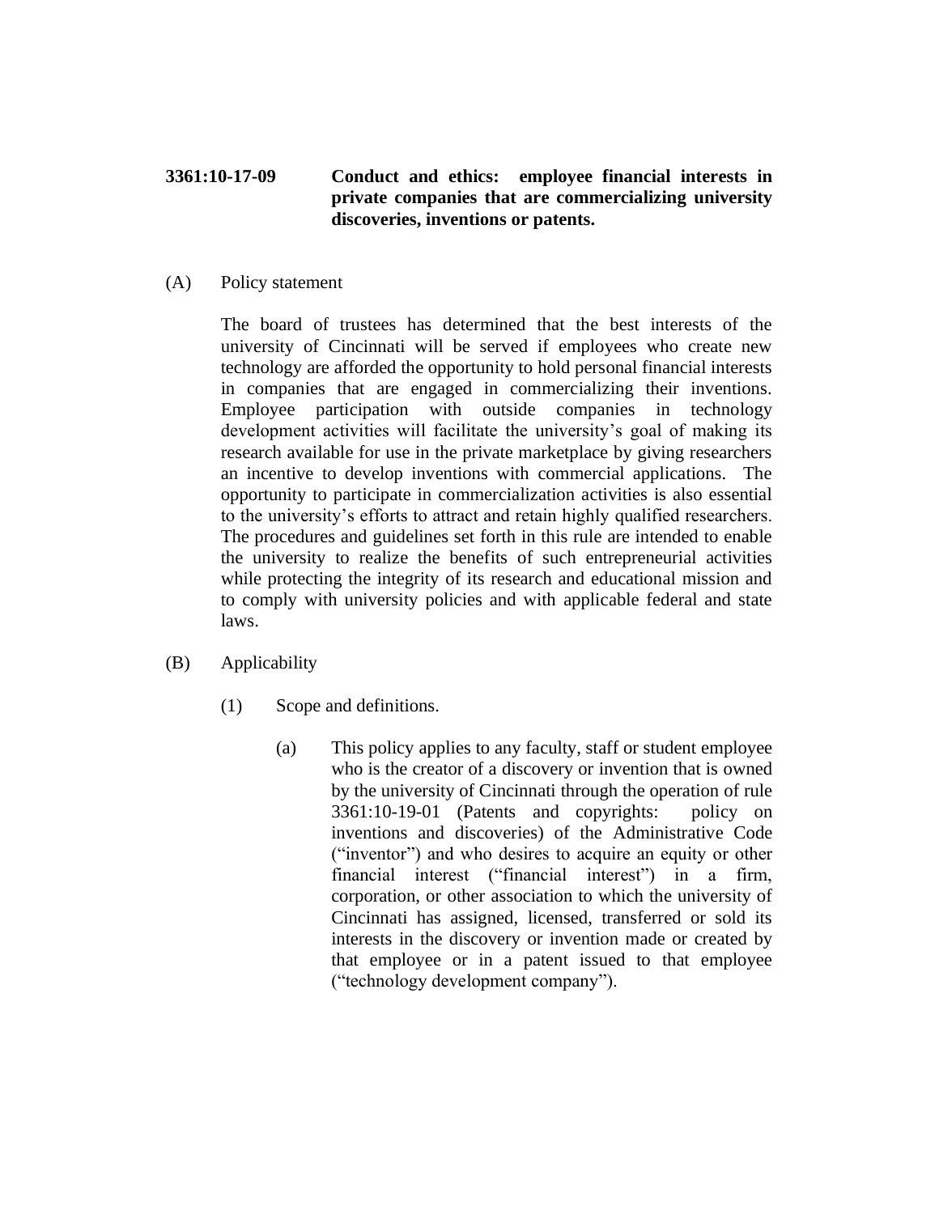**3361:10-17-09 Conduct and ethics: employee financial interests in private companies that are commercializing university discoveries, inventions or patents.**

(A) Policy statement

The board of trustees has determined that the best interests of the university of Cincinnati will be served if employees who create new technology are afforded the opportunity to hold personal financial interests in companies that are engaged in commercializing their inventions. Employee participation with outside companies in technology development activities will facilitate the university's goal of making its research available for use in the private marketplace by giving researchers an incentive to develop inventions with commercial applications. The opportunity to participate in commercialization activities is also essential to the university's efforts to attract and retain highly qualified researchers. The procedures and guidelines set forth in this rule are intended to enable the university to realize the benefits of such entrepreneurial activities while protecting the integrity of its research and educational mission and to comply with university policies and with applicable federal and state laws.

(B) Applicability

(1) Scope and definitions.

(a) This policy applies to any faculty, staff or student employee who is the creator of a discovery or invention that is owned by the university of Cincinnati through the operation of rule 3361:10-19-01 (Patents and copyrights: policy on inventions and discoveries) of the Administrative Code ("inventor") and who desires to acquire an equity or other financial interest ("financial interest") in a firm, corporation, or other association to which the university of Cincinnati has assigned, licensed, transferred or sold its interests in the discovery or invention made or created by that employee or in a patent issued to that employee ("technology development company").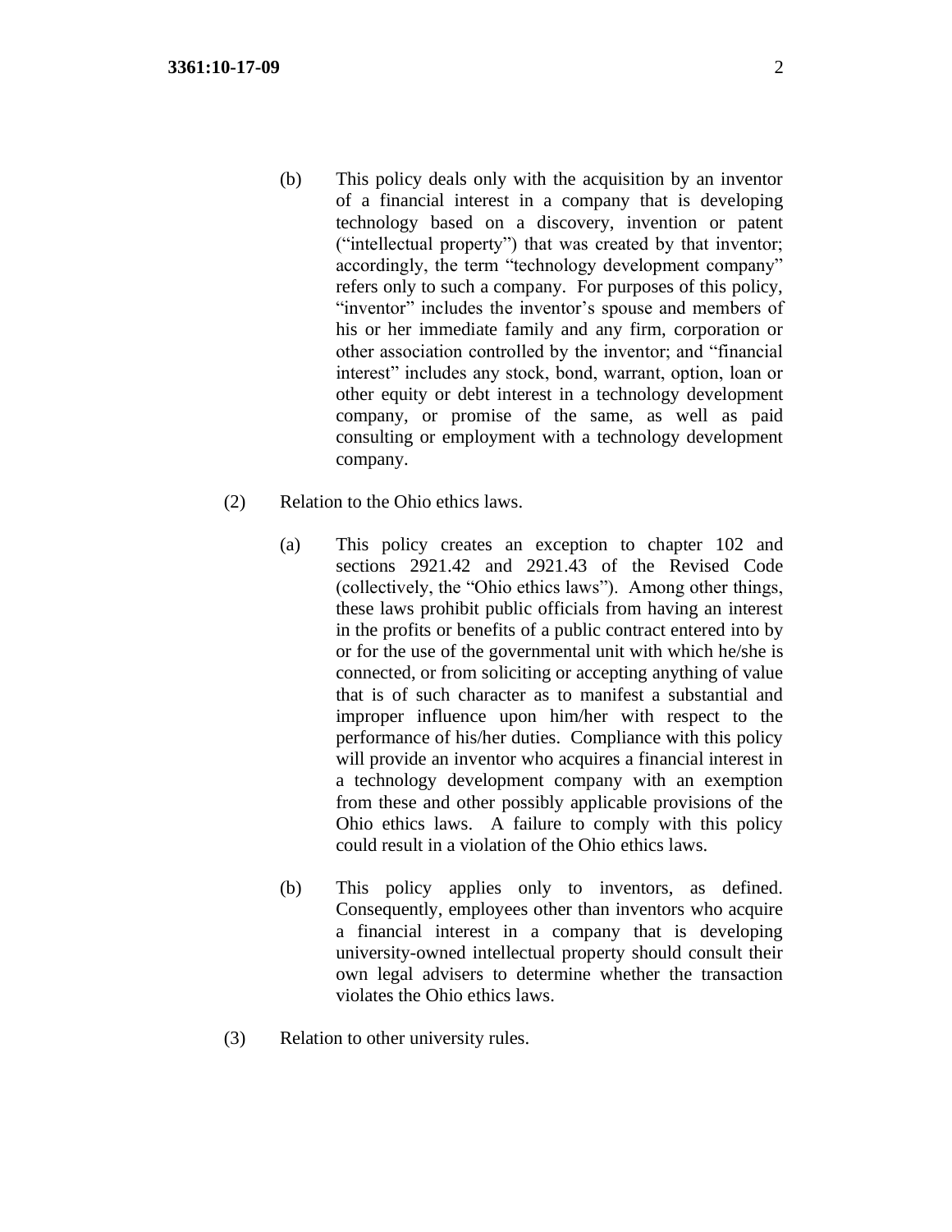(b) This policy deals only with the acquisition by an inventor of a financial interest in a company that is developing technology based on a discovery, invention or patent ("intellectual property") that was created by that inventor; accordingly, the term "technology development company" refers only to such a company. For purposes of this policy, "inventor" includes the inventor's spouse and members of his or her immediate family and any firm, corporation or other association controlled by the inventor; and "financial interest" includes any stock, bond, warrant, option, loan or other equity or debt interest in a technology development company, or promise of the same, as well as paid consulting or employment with a technology development company.

(2) Relation to the Ohio ethics laws.

(a) This policy creates an exception to chapter 102 and sections 2921.42 and 2921.43 of the Revised Code (collectively, the "Ohio ethics laws"). Among other things, these laws prohibit public officials from having an interest in the profits or benefits of a public contract entered into by or for the use of the governmental unit with which he/she is connected, or from soliciting or accepting anything of value that is of such character as to manifest a substantial and improper influence upon him/her with respect to the performance of his/her duties. Compliance with this policy will provide an inventor who acquires a financial interest in a technology development company with an exemption from these and other possibly applicable provisions of the Ohio ethics laws. A failure to comply with this policy could result in a violation of the Ohio ethics laws.

(b) This policy applies only to inventors, as defined. Consequently, employees other than inventors who acquire a financial interest in a company that is developing university-owned intellectual property should consult their own legal advisers to determine whether the transaction violates the Ohio ethics laws.

(3) Relation to other university rules.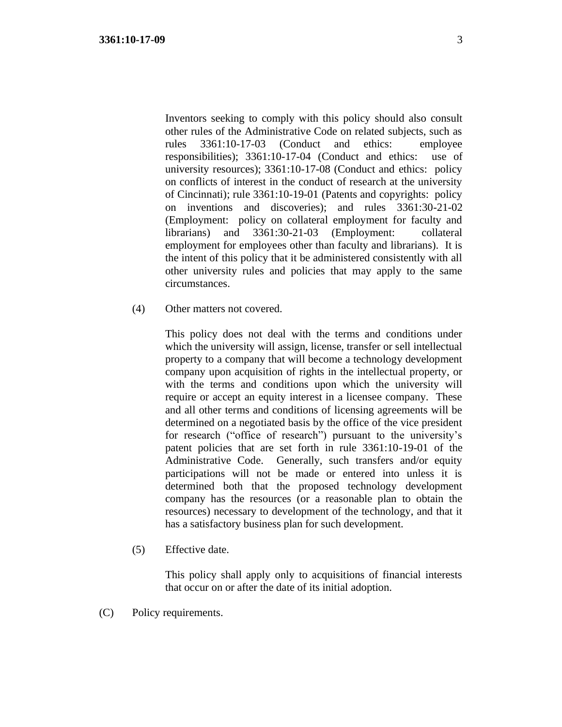Inventors seeking to comply with this policy should also consult other rules of the Administrative Code on related subjects, such as rules 3361:10-17-03 (Conduct and ethics: employee responsibilities); 3361:10-17-04 (Conduct and ethics: use of university resources); 3361:10-17-08 (Conduct and ethics: policy on conflicts of interest in the conduct of research at the university of Cincinnati); rule 3361:10-19-01 (Patents and copyrights: policy on inventions and discoveries); and rules 3361:30-21-02 (Employment: policy on collateral employment for faculty and librarians) and 3361:30-21-03 (Employment: collateral employment for employees other than faculty and librarians). It is the intent of this policy that it be administered consistently with all other university rules and policies that may apply to the same circumstances.

(4) Other matters not covered.

This policy does not deal with the terms and conditions under which the university will assign, license, transfer or sell intellectual property to a company that will become a technology development company upon acquisition of rights in the intellectual property, or with the terms and conditions upon which the university will require or accept an equity interest in a licensee company. These and all other terms and conditions of licensing agreements will be determined on a negotiated basis by the office of the vice president for research ("office of research") pursuant to the university's patent policies that are set forth in rule 3361:10-19-01 of the Administrative Code. Generally, such transfers and/or equity participations will not be made or entered into unless it is determined both that the proposed technology development company has the resources (or a reasonable plan to obtain the resources) necessary to development of the technology, and that it has a satisfactory business plan for such development.

(5) Effective date.

This policy shall apply only to acquisitions of financial interests that occur on or after the date of its initial adoption.

(C) Policy requirements.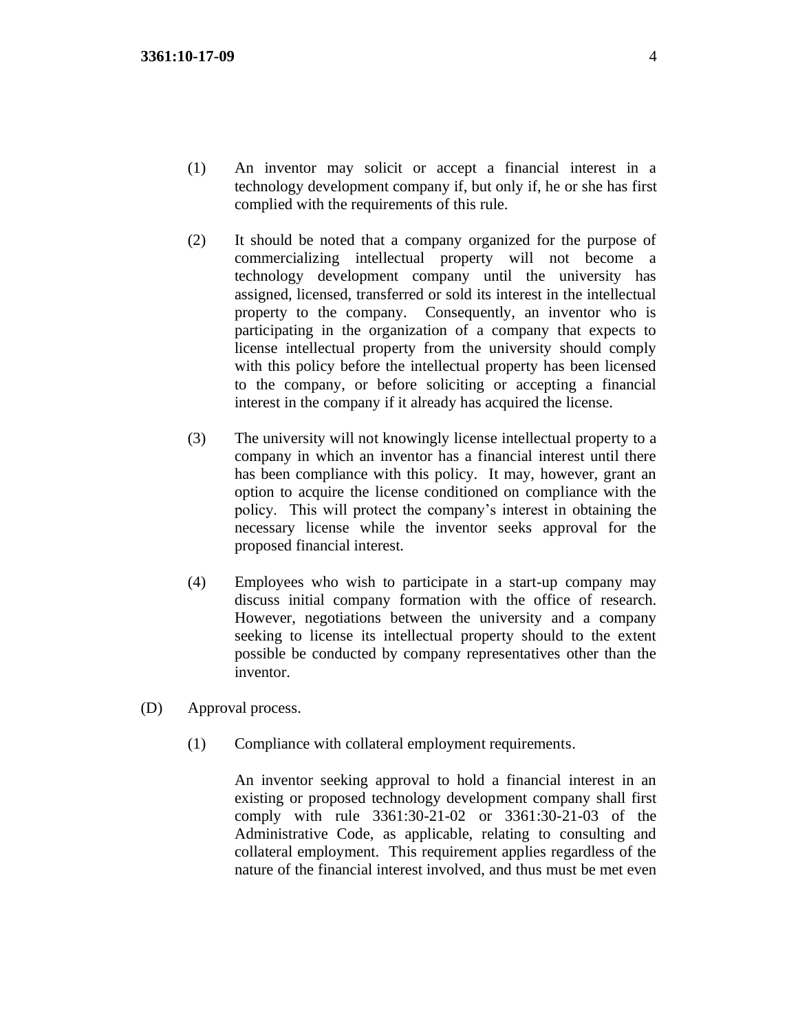(1) An inventor may solicit or accept a financial interest in a technology development company if, but only if, he or she has first complied with the requirements of this rule.

(2) It should be noted that a company organized for the purpose of commercializing intellectual property will not become a technology development company until the university has assigned, licensed, transferred or sold its interest in the intellectual property to the company. Consequently, an inventor who is participating in the organization of a company that expects to license intellectual property from the university should comply with this policy before the intellectual property has been licensed to the company, or before soliciting or accepting a financial interest in the company if it already has acquired the license.

(3) The university will not knowingly license intellectual property to a company in which an inventor has a financial interest until there has been compliance with this policy. It may, however, grant an option to acquire the license conditioned on compliance with the policy. This will protect the company's interest in obtaining the necessary license while the inventor seeks approval for the proposed financial interest.

(4) Employees who wish to participate in a start-up company may discuss initial company formation with the office of research. However, negotiations between the university and a company seeking to license its intellectual property should to the extent possible be conducted by company representatives other than the inventor.

(D) Approval process.

(1) Compliance with collateral employment requirements.

An inventor seeking approval to hold a financial interest in an existing or proposed technology development company shall first comply with rule 3361:30-21-02 or 3361:30-21-03 of the Administrative Code, as applicable, relating to consulting and collateral employment. This requirement applies regardless of the nature of the financial interest involved, and thus must be met even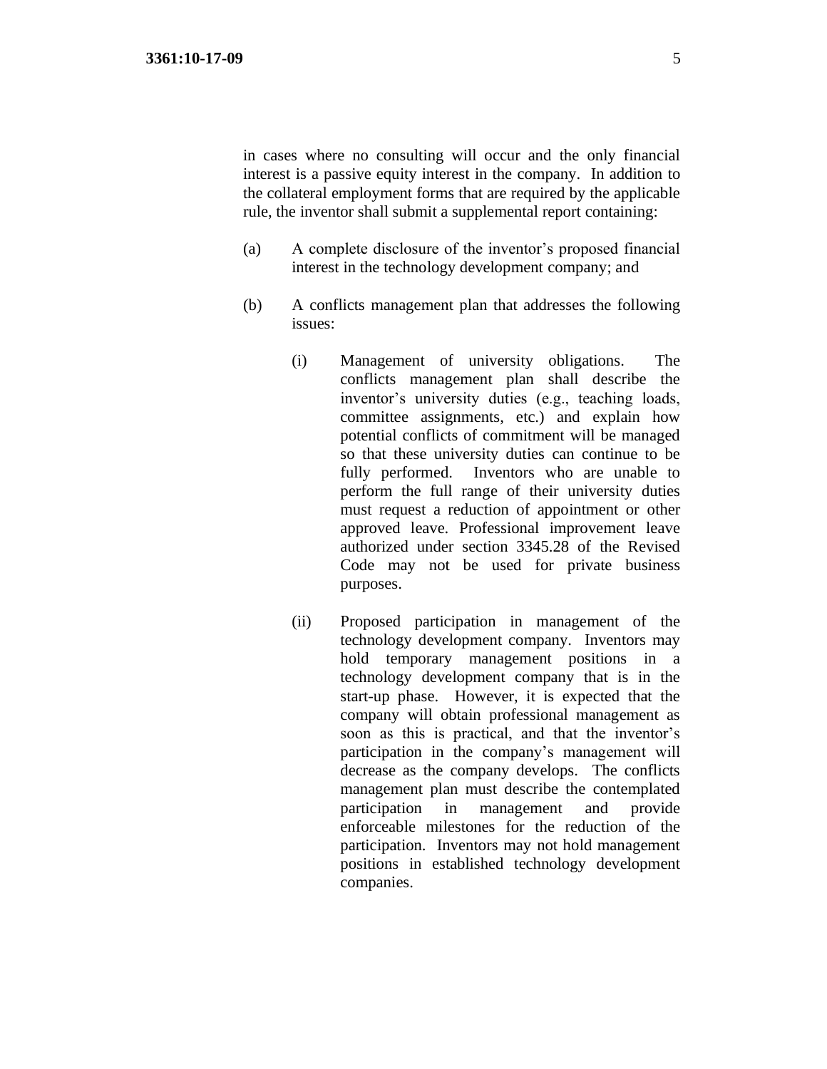in cases where no consulting will occur and the only financial interest is a passive equity interest in the company. In addition to the collateral employment forms that are required by the applicable rule, the inventor shall submit a supplemental report containing:

(a) A complete disclosure of the inventor's proposed financial interest in the technology development company; and

(b) A conflicts management plan that addresses the following issues:

   (i) Management of university obligations. The conflicts management plan shall describe the inventor's university duties (e.g., teaching loads, committee assignments, etc.) and explain how potential conflicts of commitment will be managed so that these university duties can continue to be fully performed. Inventors who are unable to perform the full range of their university duties must request a reduction of appointment or other approved leave. Professional improvement leave authorized under section 3345.28 of the Revised Code may not be used for private business purposes.

   (ii) Proposed participation in management of the technology development company. Inventors may hold temporary management positions in a technology development company that is in the start-up phase. However, it is expected that the company will obtain professional management as soon as this is practical, and that the inventor's participation in the company's management will decrease as the company develops. The conflicts management plan must describe the contemplated participation in management and provide enforceable milestones for the reduction of the participation. Inventors may not hold management positions in established technology development companies.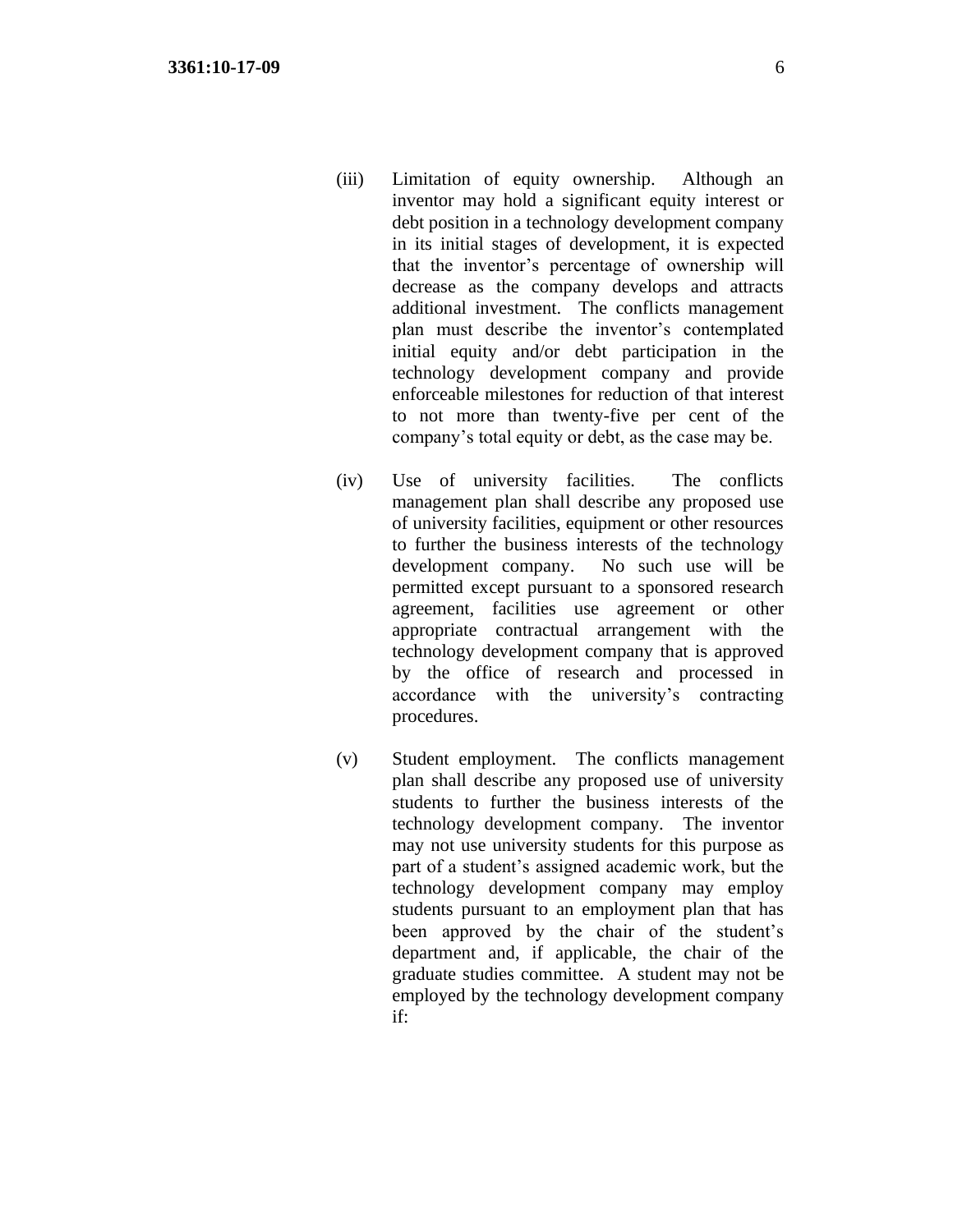(iii) Limitation of equity ownership. Although an inventor may hold a significant equity interest or debt position in a technology development company in its initial stages of development, it is expected that the inventor's percentage of ownership will decrease as the company develops and attracts additional investment. The conflicts management plan must describe the inventor's contemplated initial equity and/or debt participation in the technology development company and provide enforceable milestones for reduction of that interest to not more than twenty-five per cent of the company's total equity or debt, as the case may be.

(iv) Use of university facilities. The conflicts management plan shall describe any proposed use of university facilities, equipment or other resources to further the business interests of the technology development company. No such use will be permitted except pursuant to a sponsored research agreement, facilities use agreement or other appropriate contractual arrangement with the technology development company that is approved by the office of research and processed in accordance with the university's contracting procedures.

(v) Student employment. The conflicts management plan shall describe any proposed use of university students to further the business interests of the technology development company. The inventor may not use university students for this purpose as part of a student's assigned academic work, but the technology development company may employ students pursuant to an employment plan that has been approved by the chair of the student's department and, if applicable, the chair of the graduate studies committee. A student may not be employed by the technology development company if: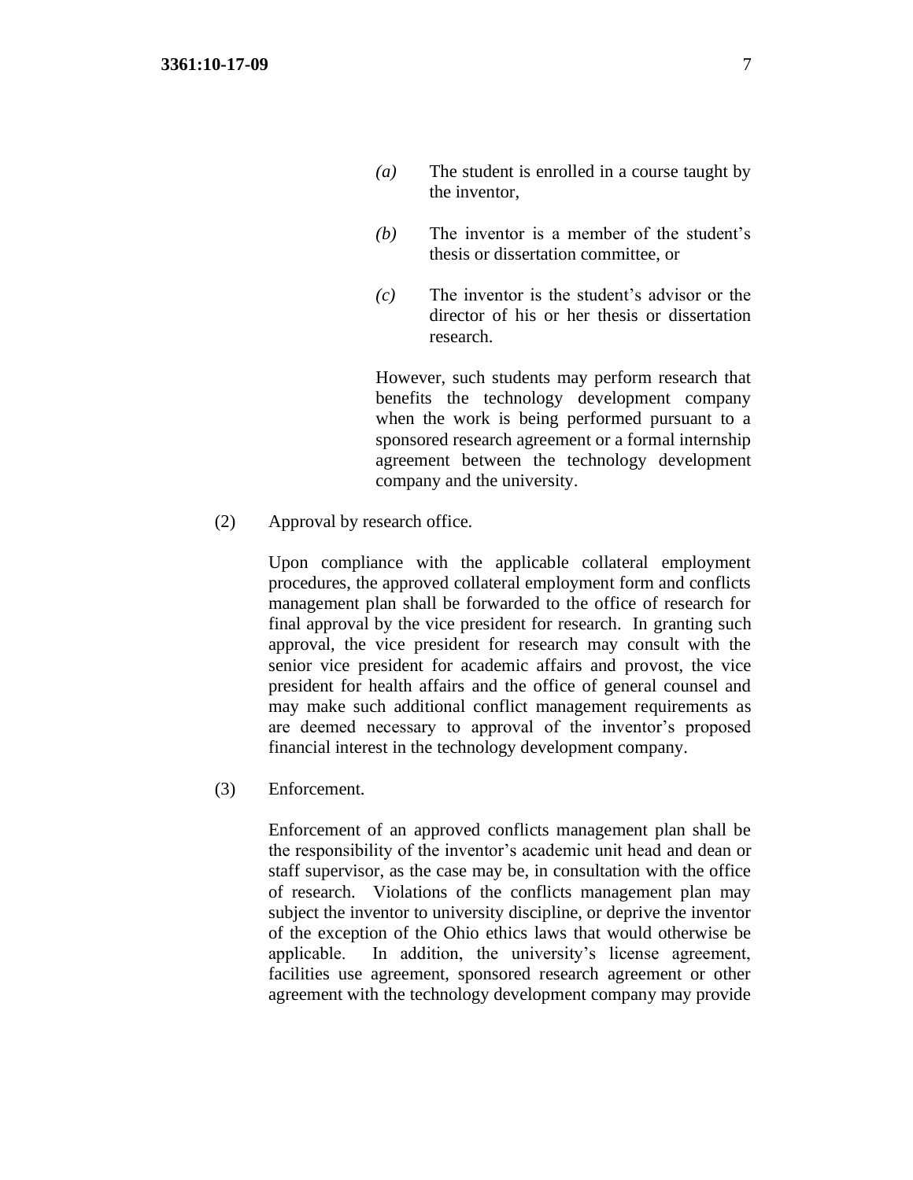*(a)* The student is enrolled in a course taught by the inventor,

*(b)* The inventor is a member of the student's thesis or dissertation committee, or

*(c)* The inventor is the student's advisor or the director of his or her thesis or dissertation research.

However, such students may perform research that benefits the technology development company when the work is being performed pursuant to a sponsored research agreement or a formal internship agreement between the technology development company and the university.

(2) Approval by research office.

Upon compliance with the applicable collateral employment procedures, the approved collateral employment form and conflicts management plan shall be forwarded to the office of research for final approval by the vice president for research. In granting such approval, the vice president for research may consult with the senior vice president for academic affairs and provost, the vice president for health affairs and the office of general counsel and may make such additional conflict management requirements as are deemed necessary to approval of the inventor's proposed financial interest in the technology development company.

(3) Enforcement.

Enforcement of an approved conflicts management plan shall be the responsibility of the inventor's academic unit head and dean or staff supervisor, as the case may be, in consultation with the office of research. Violations of the conflicts management plan may subject the inventor to university discipline, or deprive the inventor of the exception of the Ohio ethics laws that would otherwise be applicable. In addition, the university's license agreement, facilities use agreement, sponsored research agreement or other agreement with the technology development company may provide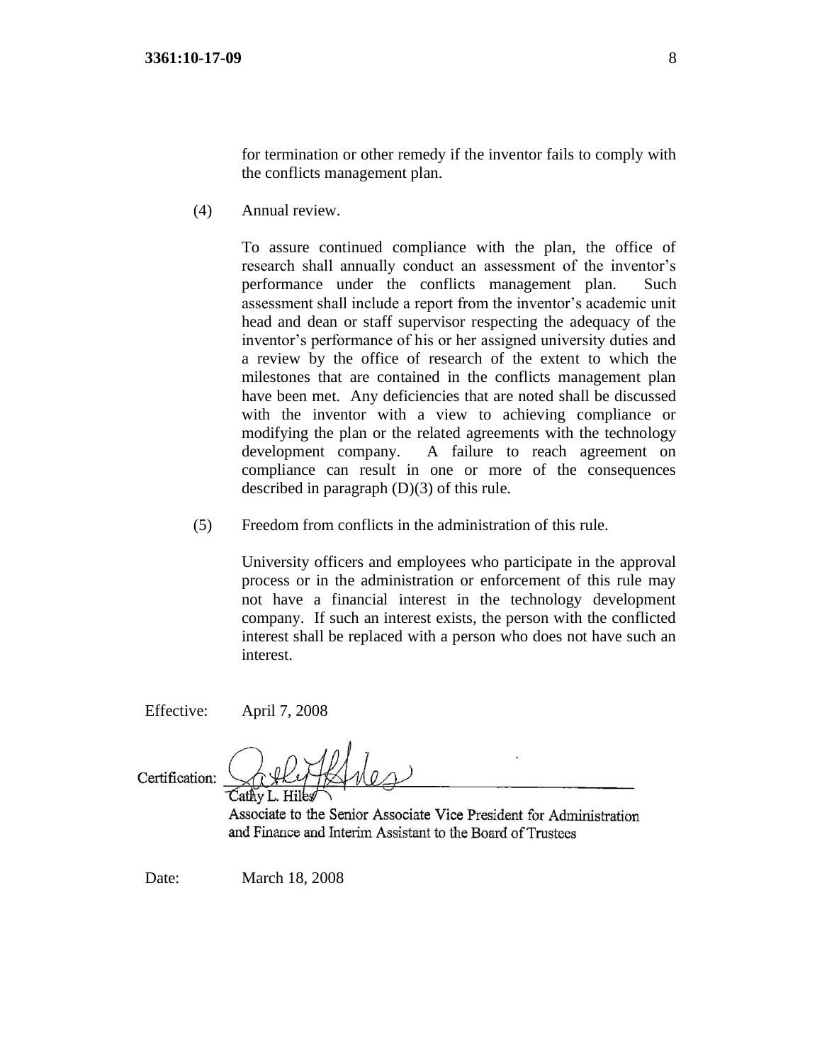for termination or other remedy if the inventor fails to comply with the conflicts management plan.

(4) Annual review.

To assure continued compliance with the plan, the office of research shall annually conduct an assessment of the inventor's performance under the conflicts management plan. Such assessment shall include a report from the inventor's academic unit head and dean or staff supervisor respecting the adequacy of the inventor's performance of his or her assigned university duties and a review by the office of research of the extent to which the milestones that are contained in the conflicts management plan have been met. Any deficiencies that are noted shall be discussed with the inventor with a view to achieving compliance or modifying the plan or the related agreements with the technology development company. A failure to reach agreement on compliance can result in one or more of the consequences described in paragraph (D)(3) of this rule.

(5) Freedom from conflicts in the administration of this rule.

University officers and employees who participate in the approval process or in the administration or enforcement of this rule may not have a financial interest in the technology development company. If such an interest exists, the person with the conflicted interest shall be replaced with a person who does not have such an interest.

Effective: April 7, 2008

Certification: ______________________________
Cathy L. Hiles
Associate to the Senior Associate Vice President for Administration and Finance and Interim Assistant to the Board of Trustees

Date: March 18, 2008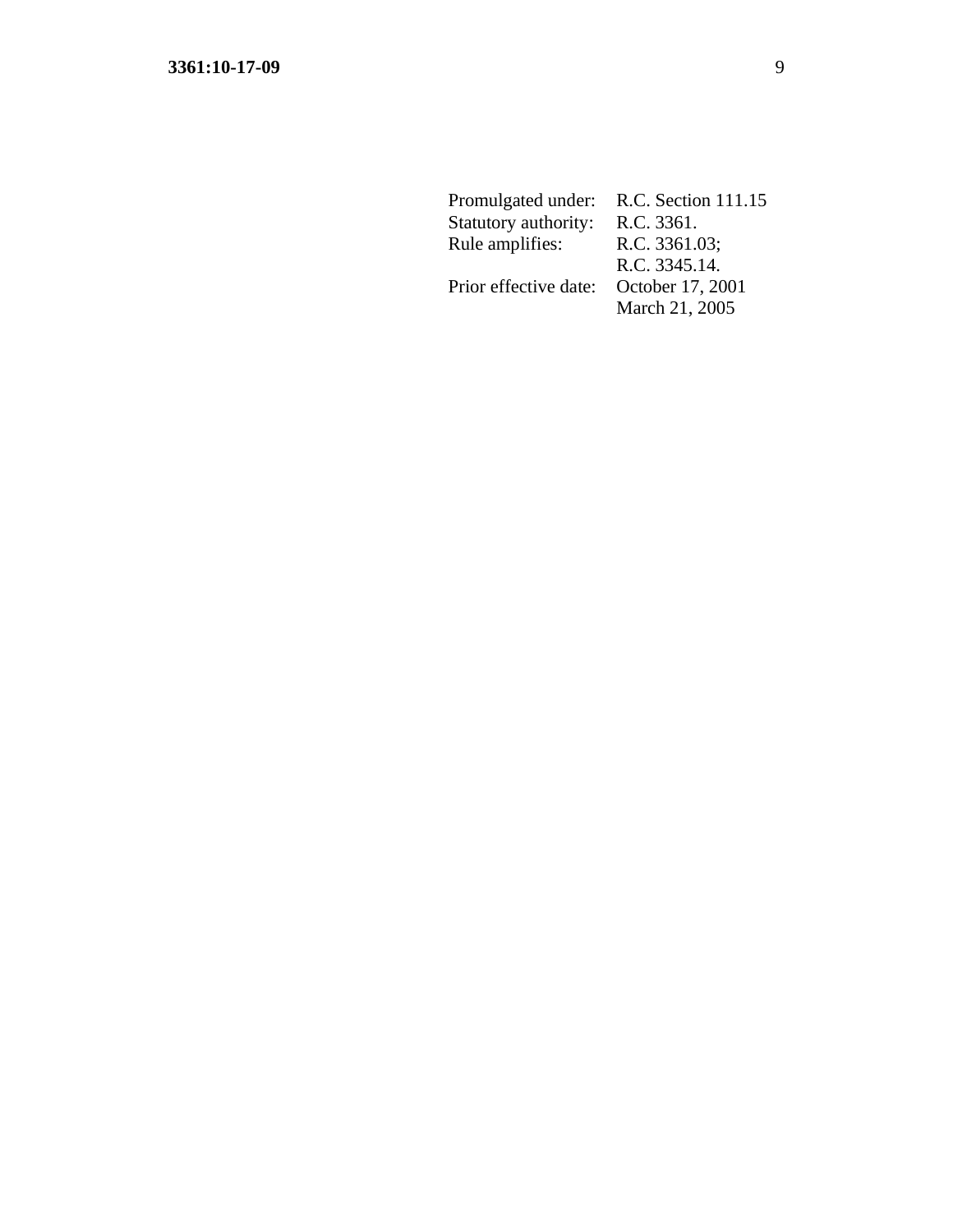| | |
|---|---|
| Promulgated under: | R.C. Section 111.15 |
| Statutory authority: | R.C. 3361. |
| Rule amplifies: | R.C. 3361.03; |
| | R.C. 3345.14. |
| Prior effective date: | October 17, 2001 |
| | March 21, 2005 |